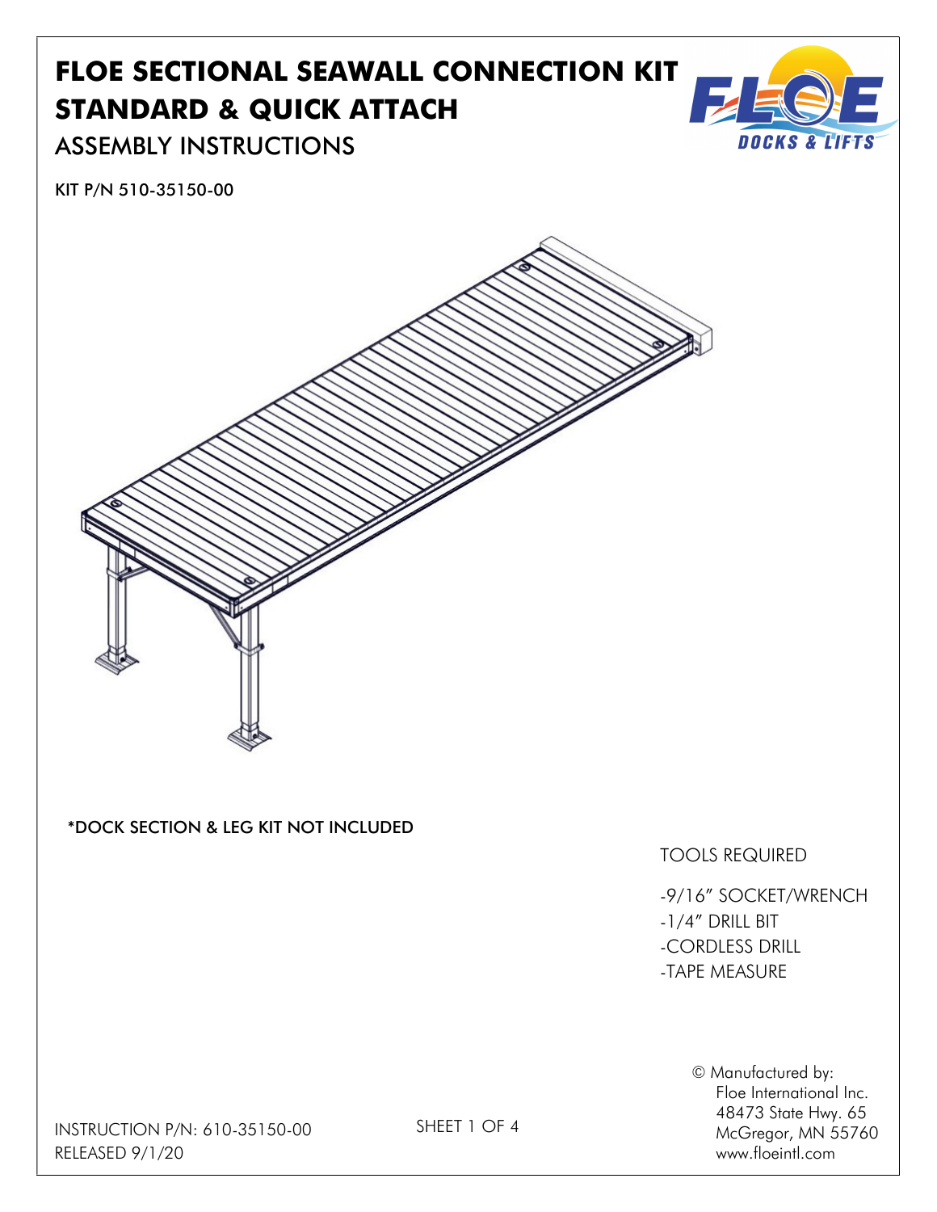# FLOE SECTIONAL SEAWALL CONNECTION KIT
# STANDARD & QUICK ATTACH

## ASSEMBLY INSTRUCTIONS

KIT P/N 510-35150-00

*DOCK SECTION & LEG KIT NOT INCLUDED

TOOLS REQUIRED

- -9/16" SOCKET/WRENCH
- -1/4" DRILL BIT
- -CORDLESS DRILL
- -TAPE MEASURE

© Manufactured by:
Floe International Inc.
48473 State Hwy. 65
McGregor, MN 55760
www.floeintl.com

INSTRUCTION P/N: 610-35150-00
RELEASED 9/1/20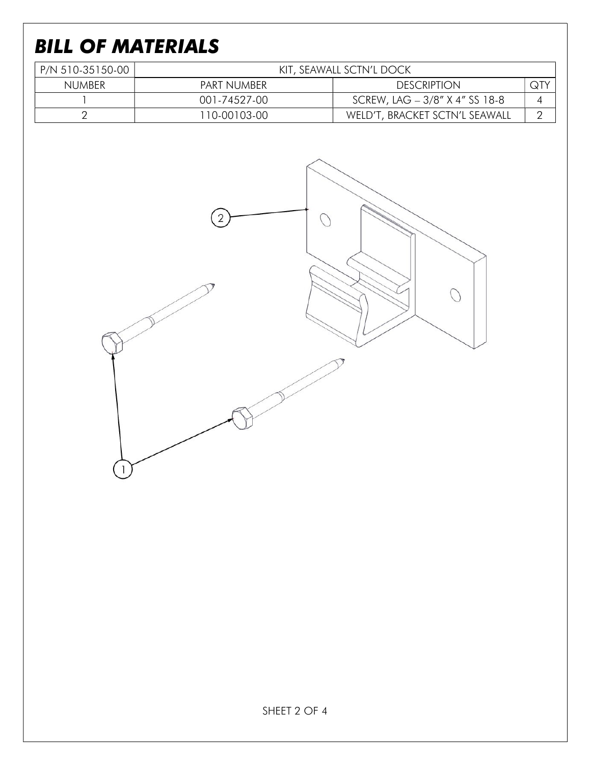# BILL OF MATERIALS

| P/N 510-35150-00 | KIT, SEAWALL SCTN'L DOCK | | |
|---|---|---|---|
| NUMBER | PART NUMBER | DESCRIPTION | QTY |
| 1 | 001-74527-00 | SCREW, LAG – 3/8" X 4" SS 18-8 | 4 |
| 2 | 110-00103-00 | WELD'T, BRACKET SCTN'L SEAWALL | 2 |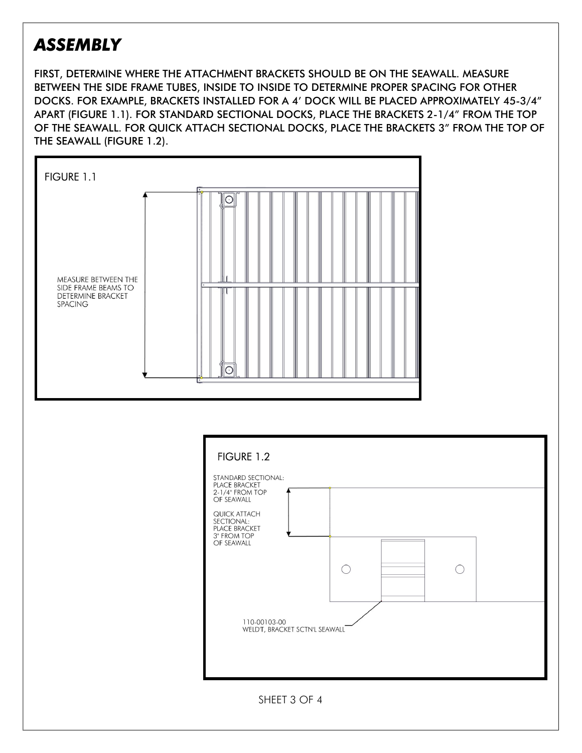# ASSEMBLY

FIRST, DETERMINE WHERE THE ATTACHMENT BRACKETS SHOULD BE ON THE SEAWALL. MEASURE BETWEEN THE SIDE FRAME TUBES, INSIDE TO INSIDE TO DETERMINE PROPER SPACING FOR OTHER DOCKS. FOR EXAMPLE, BRACKETS INSTALLED FOR A 4' DOCK WILL BE PLACED APPROXIMATELY 45-3/4" APART (FIGURE 1.1). FOR STANDARD SECTIONAL DOCKS, PLACE THE BRACKETS 2-1/4" FROM THE TOP OF THE SEAWALL. FOR QUICK ATTACH SECTIONAL DOCKS, PLACE THE BRACKETS 3" FROM THE TOP OF THE SEAWALL (FIGURE 1.2).

FIGURE 1.1

MEASURE BETWEEN THE SIDE FRAME BEAMS TO DETERMINE BRACKET SPACING

FIGURE 1.2

STANDARD SECTIONAL: PLACE BRACKET 2-1/4" FROM TOP OF SEAWALL

QUICK ATTACH SECTIONAL: PLACE BRACKET 3" FROM TOP OF SEAWALL

110-00103-00
WELDT, BRACKET SCTN'L SEAWALL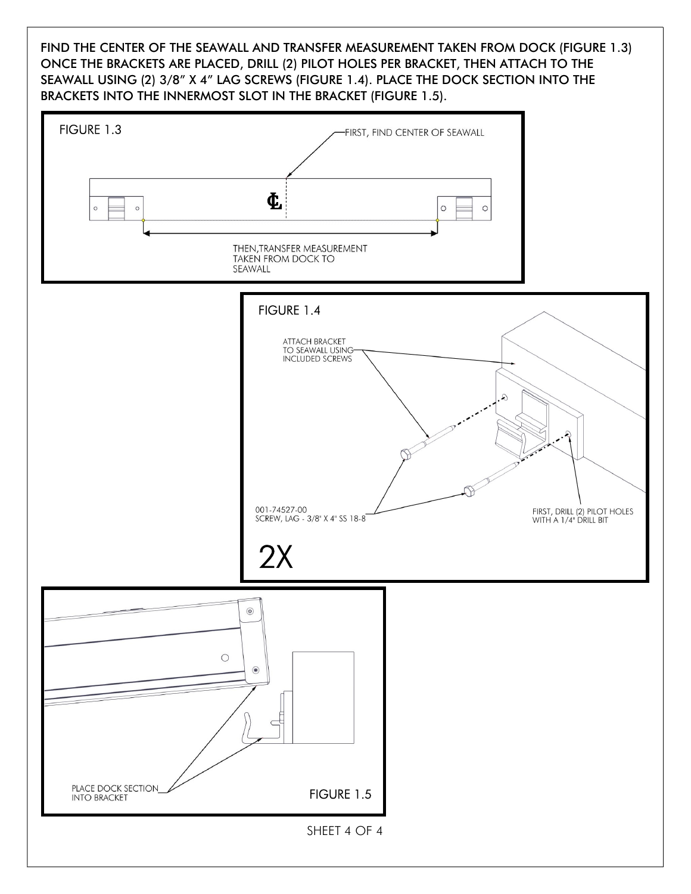FIND THE CENTER OF THE SEAWALL AND TRANSFER MEASUREMENT TAKEN FROM DOCK (FIGURE 1.3) ONCE THE BRACKETS ARE PLACED, DRILL (2) PILOT HOLES PER BRACKET, THEN ATTACH TO THE SEAWALL USING (2) 3/8" X 4" LAG SCREWS (FIGURE 1.4). PLACE THE DOCK SECTION INTO THE BRACKETS INTO THE INNERMOST SLOT IN THE BRACKET (FIGURE 1.5).

FIGURE 1.3

FIRST, FIND CENTER OF SEAWALL

℄

THEN,TRANSFER MEASUREMENT TAKEN FROM DOCK TO SEAWALL

FIGURE 1.4

ATTACH BRACKET TO SEAWALL USING INCLUDED SCREWS

001-74527-00
SCREW, LAG - 3/8" X 4" SS 18-8

FIRST, DRILL (2) PILOT HOLES WITH A 1/4" DRILL BIT

2X

PLACE DOCK SECTION INTO BRACKET

FIGURE 1.5